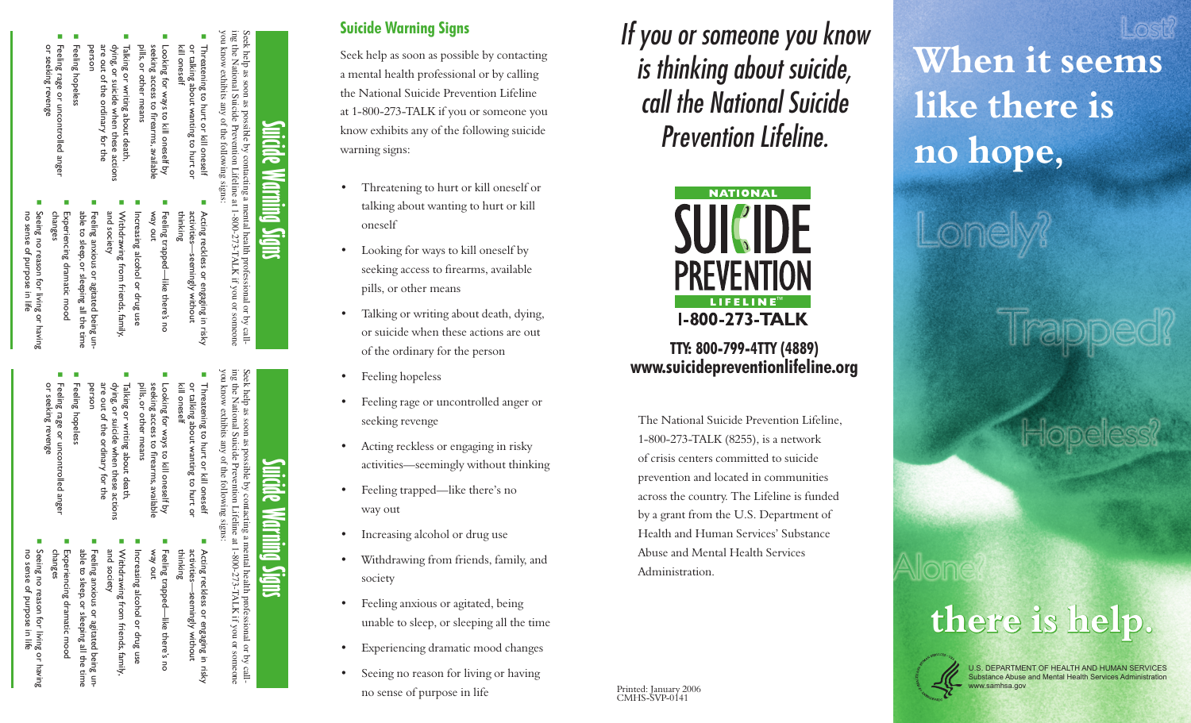## Suicide Warning Signs

Seek help as soon as possible by contacting a mental health professional or by calling the National Suicide Prevention Lifeline at 1-800-273-TALK if you or someone you know exhibits any of the following suicide warning signs:

- Threatening to hurt or kill oneself or talking about wanting to hurt or kill oneself
- Looking for ways to kill oneself by seeking access to firearms, available pills, or other means
- Talking or writing about death, dying, or suicide when these actions are out of the ordinary for the person
- Feeling hopeless
- Feeling rage or uncontrolled anger or seeking revenge
- Acting reckless or engaging in risky activities—seemingly without thinking
- Feeling trapped—like there's no way out
- Increasing alcohol or drug use
- Withdrawing from friends, family, and society
- Feeling anxious or agitated, being unable to sleep, or sleeping all the time
- Experiencing dramatic mood changes
- Seeing no reason for living or having no sense of purpose in life

## Suicide Warning Signs

Seek help as soon as possible by contacting a mental health professional or by calling the National Suicide Prevention Lifeline at 1-800-273-TALK if you or someone you know exhibits any of the following signs:

- Threatening to hurt or kill oneself or talking about wanting to hurt or kill oneself
- Looking for ways to kill oneself by seeking access to firearms, available pills, or other means
- Talking or writing about death, dying, or suicide when these actions are out of the ordinary for the person
- Feeling hopeless
- Feeling rage or uncontrolled anger or seeking revenge
- Acting reckless or engaging in risky activities—seemingly without thinking
- Feeling trapped—like there's no way out
- Increasing alcohol or drug use
- Withdrawing from friends, family, and society
- Feeling anxious or agitated being unable to sleep, or sleeping all the time
- Experiencing dramatic mood changes
- Seeing no reason for living or having no sense of purpose in life

## Suicide Warning Signs

Seek help as soon as possible by contacting a mental health professional or by calling the National Suicide Prevention Lifeline at 1-800-273-TALK if you or someone you know exhibits any of the following signs:

- Threatening to hurt or kill oneself or talking about wanting to hurt or kill oneself
- Looking for ways to kill oneself by seeking access to firearms, available pills, or other means
- Talking or writing about death, dying, or suicide when these actions are out of the ordinary for the person
- Feeling hopeless
- Feeling rage or uncontrolled anger or seeking revenge
- Acting reckless or engaging in risky activities—seemingly without thinking
- Feeling trapped—like there's no way out
- Increasing alcohol or drug use
- Withdrawing from friends, family, and society
- Feeling anxious or agitated being unable to sleep, or sleeping all the time
- Experiencing dramatic mood changes
- Seeing no reason for living or having no sense of purpose in life

*If you or someone you know is thinking about suicide, call the National Suicide Prevention Lifeline.*

NATIONAL SUICIDE PREVENTION LIFELINE™

**1-800-273-TALK**

**TTY: 800-799-4TTY (4889)**

**www.suicidepreventionlifeline.org**

The National Suicide Prevention Lifeline, 1-800-273-TALK (8255), is a network of crisis centers committed to suicide prevention and located in communities across the country. The Lifeline is funded by a grant from the U.S. Department of Health and Human Services' Substance Abuse and Mental Health Services Administration.

Printed: January 2006
CMHS-SVP-0141

Lost?

# When it seems like there is no hope,

Lonely?

Trapped?

Hopeless?

Alone?

# there is help.

U.S. DEPARTMENT OF HEALTH AND HUMAN SERVICES
Substance Abuse and Mental Health Services Administration
www.samhsa.gov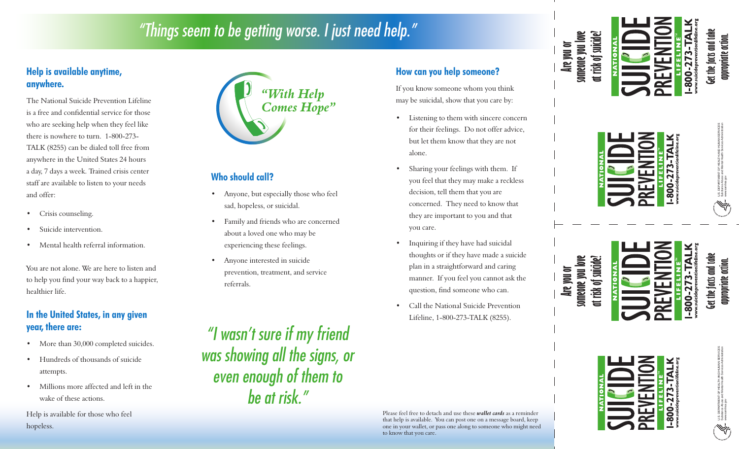# "Things seem to be getting worse. I just need help."

## Help is available anytime, anywhere.

The National Suicide Prevention Lifeline is a free and confidential service for those who are seeking help when they feel like there is nowhere to turn. 1-800-273-TALK (8255) can be dialed toll free from anywhere in the United States 24 hours a day, 7 days a week. Trained crisis center staff are available to listen to your needs and offer:

- Crisis counseling.
- Suicide intervention.
- Mental health referral information.

You are not alone. We are here to listen and to help you find your way back to a happier, healthier life.

## In the United States, in any given year, there are:

- More than 30,000 completed suicides.
- Hundreds of thousands of suicide attempts.
- Millions more affected and left in the wake of these actions.

Help is available for those who feel hopeless.

*"With Help Comes Hope"*

## Who should call?

- Anyone, but especially those who feel sad, hopeless, or suicidal.
- Family and friends who are concerned about a loved one who may be experiencing these feelings.
- Anyone interested in suicide prevention, treatment, and service referrals.

*"I wasn't sure if my friend was showing all the signs, or even enough of them to be at risk."*

## How can you help someone?

If you know someone whom you think may be suicidal, show that you care by:

- Listening to them with sincere concern for their feelings. Do not offer advice, but let them know that they are not alone.
- Sharing your feelings with them. If you feel that they may make a reckless decision, tell them that you are concerned. They need to know that they are important to you and that you care.
- Inquiring if they have had suicidal thoughts or if they have made a suicide plan in a straightforward and caring manner. If you feel you cannot ask the question, find someone who can.
- Call the National Suicide Prevention Lifeline, 1-800-273-TALK (8255).

Please feel free to detach and use these ***wallet cards*** as a reminder that help is available. You can post one on a message board, keep one in your wallet, or pass one along to someone who might need to know that you care.

Are you or someone you love at risk of suicide?

NATIONAL SUICIDE PREVENTION LIFELINE™
1-800-273-TALK
www.suicidepreventionlifeline.org

Get the facts and take appropriate action.

NATIONAL SUICIDE PREVENTION LIFELINE™
1-800-273-TALK
www.suicidepreventionlifeline.org

U.S. DEPARTMENT OF HEALTH AND HUMAN SERVICES
Substance Abuse and Mental Health Services Administration
www.samhsa.gov

Are you or someone you love at risk of suicide?

NATIONAL SUICIDE PREVENTION LIFELINE™
1-800-273-TALK
www.suicidepreventionlifeline.org

Get the facts and take appropriate action.

NATIONAL SUICIDE PREVENTION LIFELINE™
1-800-273-TALK
www.suicidepreventionlifeline.org

U.S. DEPARTMENT OF HEALTH AND HUMAN SERVICES
Substance Abuse and Mental Health Services Administration
www.samhsa.gov